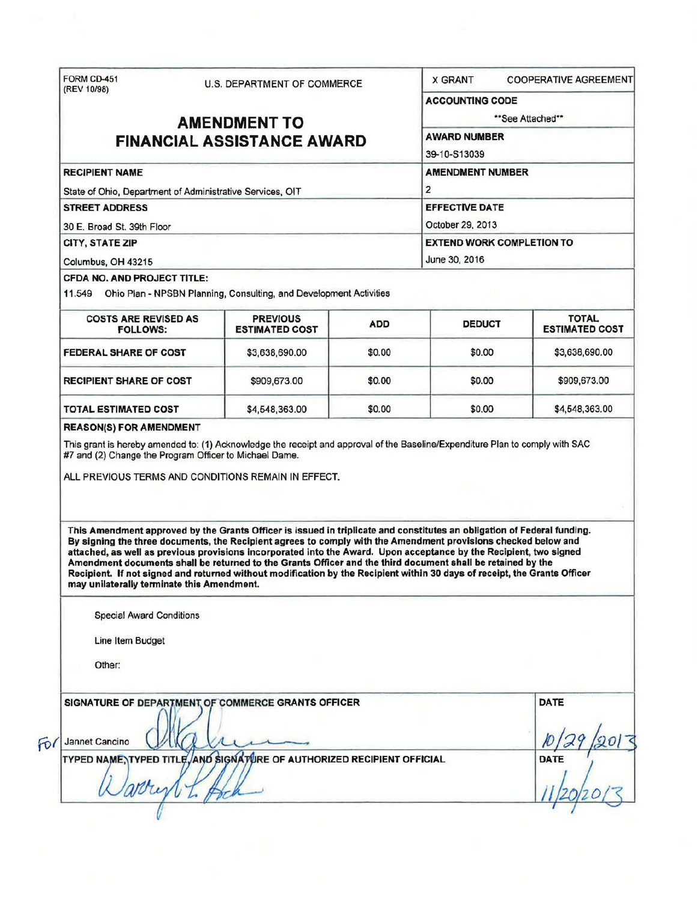FORM CD-451
(REV 10/98)

U.S. DEPARTMENT OF COMMERCE

# AMENDMENT TO FINANCIAL ASSISTANCE AWARD

X GRANT  COOPERATIVE AGREEMENT

**ACCOUNTING CODE**
\*\*See Attached\*\*

**AWARD NUMBER**
39-10-S13039

**RECIPIENT NAME**
State of Ohio, Department of Administrative Services, OIT

**AMENDMENT NUMBER**
2

**STREET ADDRESS**
30 E. Broad St. 39th Floor

**EFFECTIVE DATE**
October 29, 2013

**CITY, STATE ZIP**
Columbus, OH 43215

**EXTEND WORK COMPLETION TO**
June 30, 2016

**CFDA NO. AND PROJECT TITLE:**
11.549 Ohio Plan - NPSBN Planning, Consulting, and Development Activities

| COSTS ARE REVISED AS FOLLOWS: | PREVIOUS ESTIMATED COST | ADD | DEDUCT | TOTAL ESTIMATED COST |
|---|---|---|---|---|
| FEDERAL SHARE OF COST | $3,638,690.00 | $0.00 | $0.00 | $3,638,690.00 |
| RECIPIENT SHARE OF COST | $909,673.00 | $0.00 | $0.00 | $909,673.00 |
| TOTAL ESTIMATED COST | $4,548,363.00 | $0.00 | $0.00 | $4,548,363.00 |

**REASON(S) FOR AMENDMENT**

This grant is hereby amended to: (1) Acknowledge the receipt and approval of the Baseline/Expenditure Plan to comply with SAC #7 and (2) Change the Program Officer to Michael Dame.

ALL PREVIOUS TERMS AND CONDITIONS REMAIN IN EFFECT.

**This Amendment approved by the Grants Officer is issued in triplicate and constitutes an obligation of Federal funding. By signing the three documents, the Recipient agrees to comply with the Amendment provisions checked below and attached, as well as previous provisions incorporated into the Award. Upon acceptance by the Recipient, two signed Amendment documents shall be returned to the Grants Officer and the third document shall be retained by the Recipient. If not signed and returned without modification by the Recipient within 30 days of receipt, the Grants Officer may unilaterally terminate this Amendment.**

Special Award Conditions

Line Item Budget

Other:

**SIGNATURE OF DEPARTMENT OF COMMERCE GRANTS OFFICER**
For Jannet Cancino

**DATE**
10/29/2013

**TYPED NAME, TYPED TITLE, AND SIGNATURE OF AUTHORIZED RECIPIENT OFFICIAL**

**DATE**
11/20/2013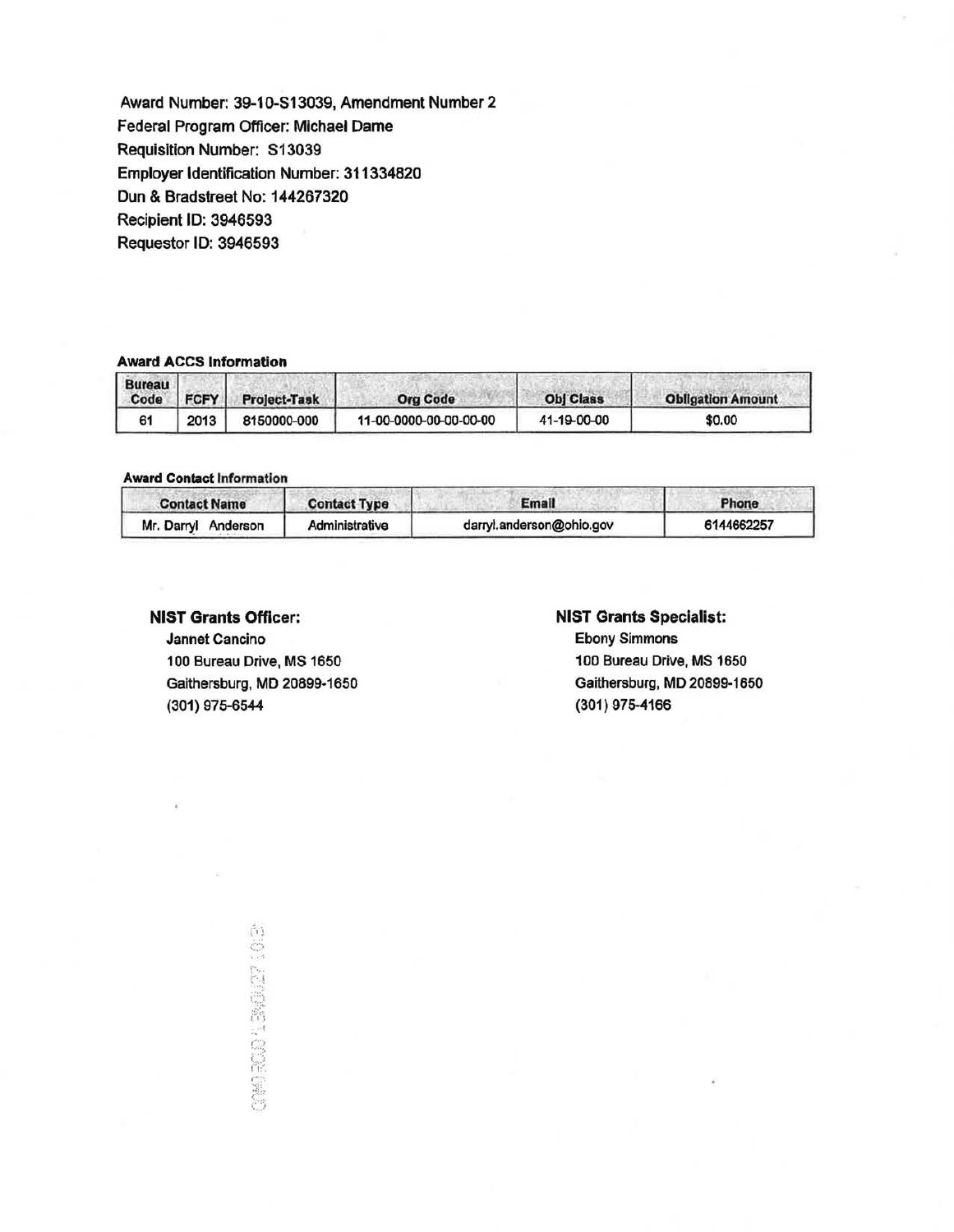Award Number: 39-10-S13039, Amendment Number 2
Federal Program Officer: Michael Dame
Requisition Number: S13039
Employer Identification Number: 311334820
Dun & Bradstreet No: 144267320
Recipient ID: 3946593
Requestor ID: 3946593

**Award ACCS Information**

| Bureau Code | FCFY | Project-Task | Org Code | Obj Class | Obligation Amount |
|---|---|---|---|---|---|
| 61 | 2013 | 8150000-000 | 11-00-0000-00-00-00-00 | 41-19-00-00 | $0.00 |

**Award Contact Information**

| Contact Name | Contact Type | Email | Phone |
|---|---|---|---|
| Mr. Darryl Anderson | Administrative | darryl.anderson@ohio.gov | 6144662257 |

**NIST Grants Officer:**
Jannet Cancino
100 Bureau Drive, MS 1650
Gaithersburg, MD 20899-1650
(301) 975-6544

**NIST Grants Specialist:**
Ebony Simmons
100 Bureau Drive, MS 1650
Gaithersburg, MD 20899-1650
(301) 975-4166